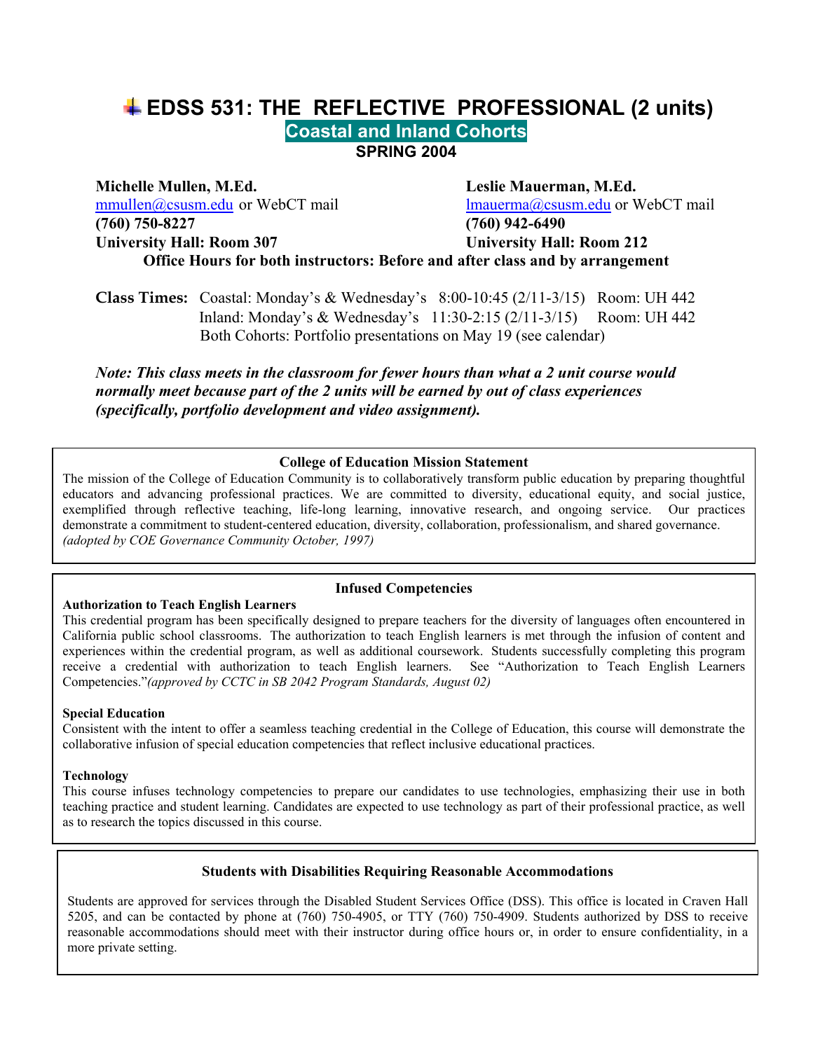# EDSS 531: THE REFLECTIVE PROFESSIONAL (2 units)

## Coastal and Inland Cohorts

### SPRING 2004

**Michelle Mullen, M.Ed.**
mmullen@csusm.edu or WebCT mail
**(760) 750-8227**
**University Hall: Room 307**

**Leslie Mauerman, M.Ed.**
lmauerma@csusm.edu or WebCT mail
**(760) 942-6490**
**University Hall: Room 212**

**Office Hours for both instructors: Before and after class and by arrangement**

**Class Times:** Coastal: Monday's & Wednesday's 8:00-10:45 (2/11-3/15) Room: UH 442
Inland: Monday's & Wednesday's 11:30-2:15 (2/11-3/15) Room: UH 442
Both Cohorts: Portfolio presentations on May 19 (see calendar)

***Note: This class meets in the classroom for fewer hours than what a 2 unit course would normally meet because part of the 2 units will be earned by out of class experiences (specifically, portfolio development and video assignment).***

**College of Education Mission Statement**

The mission of the College of Education Community is to collaboratively transform public education by preparing thoughtful educators and advancing professional practices. We are committed to diversity, educational equity, and social justice, exemplified through reflective teaching, life-long learning, innovative research, and ongoing service. Our practices demonstrate a commitment to student-centered education, diversity, collaboration, professionalism, and shared governance. *(adopted by COE Governance Community October, 1997)*

**Infused Competencies**

**Authorization to Teach English Learners**

This credential program has been specifically designed to prepare teachers for the diversity of languages often encountered in California public school classrooms. The authorization to teach English learners is met through the infusion of content and experiences within the credential program, as well as additional coursework. Students successfully completing this program receive a credential with authorization to teach English learners. See "Authorization to Teach English Learners Competencies."*(approved by CCTC in SB 2042 Program Standards, August 02)*

**Special Education**

Consistent with the intent to offer a seamless teaching credential in the College of Education, this course will demonstrate the collaborative infusion of special education competencies that reflect inclusive educational practices.

**Technology**

This course infuses technology competencies to prepare our candidates to use technologies, emphasizing their use in both teaching practice and student learning. Candidates are expected to use technology as part of their professional practice, as well as to research the topics discussed in this course.

**Students with Disabilities Requiring Reasonable Accommodations**

Students are approved for services through the Disabled Student Services Office (DSS). This office is located in Craven Hall 5205, and can be contacted by phone at (760) 750-4905, or TTY (760) 750-4909. Students authorized by DSS to receive reasonable accommodations should meet with their instructor during office hours or, in order to ensure confidentiality, in a more private setting.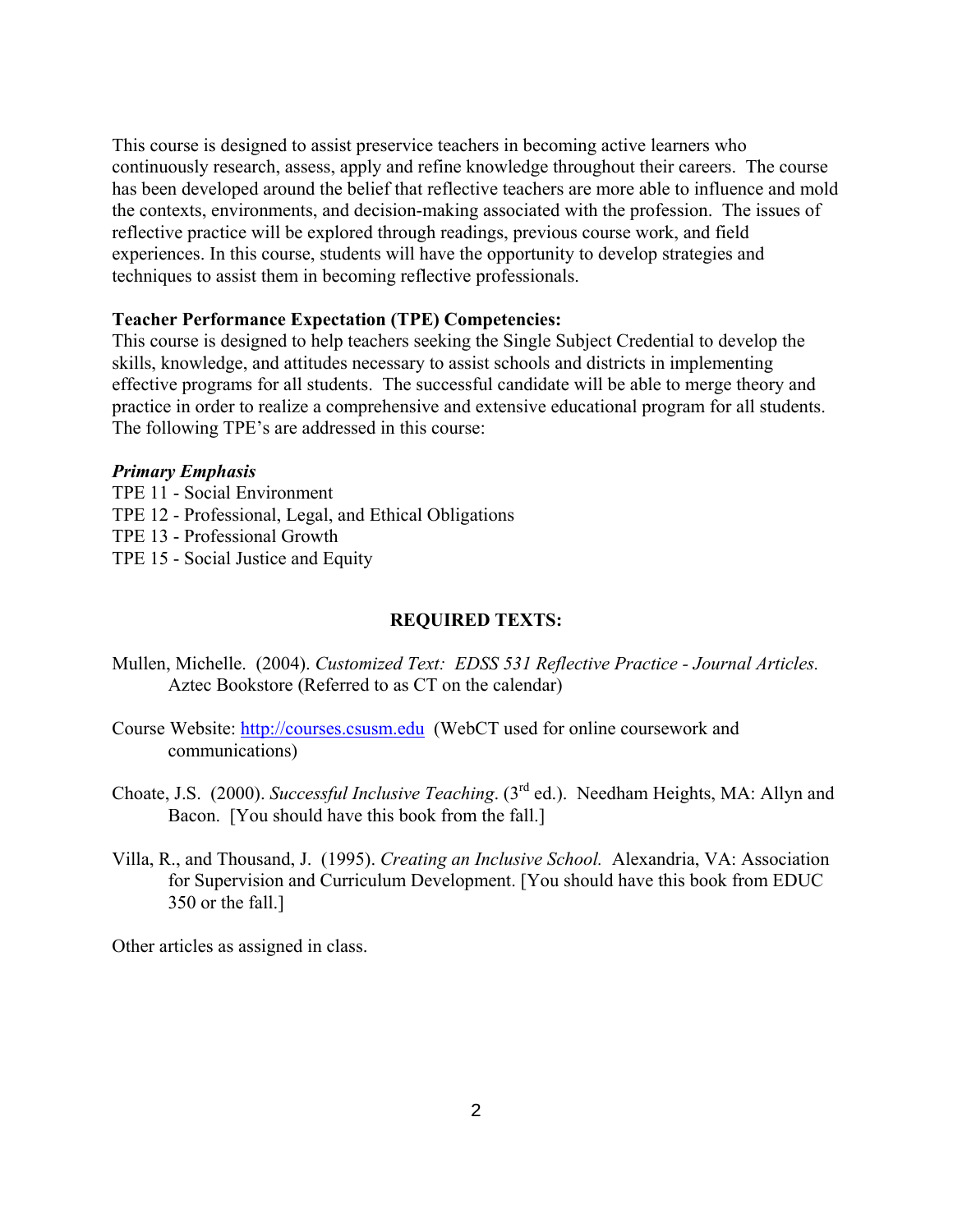This course is designed to assist preservice teachers in becoming active learners who continuously research, assess, apply and refine knowledge throughout their careers. The course has been developed around the belief that reflective teachers are more able to influence and mold the contexts, environments, and decision-making associated with the profession. The issues of reflective practice will be explored through readings, previous course work, and field experiences. In this course, students will have the opportunity to develop strategies and techniques to assist them in becoming reflective professionals.

**Teacher Performance Expectation (TPE) Competencies:**
This course is designed to help teachers seeking the Single Subject Credential to develop the skills, knowledge, and attitudes necessary to assist schools and districts in implementing effective programs for all students. The successful candidate will be able to merge theory and practice in order to realize a comprehensive and extensive educational program for all students. The following TPE's are addressed in this course:

***Primary Emphasis***
TPE 11 - Social Environment
TPE 12 - Professional, Legal, and Ethical Obligations
TPE 13 - Professional Growth
TPE 15 - Social Justice and Equity

## REQUIRED TEXTS:

Mullen, Michelle. (2004). *Customized Text: EDSS 531 Reflective Practice - Journal Articles.* Aztec Bookstore (Referred to as CT on the calendar)

Course Website: http://courses.csusm.edu (WebCT used for online coursework and communications)

Choate, J.S. (2000). *Successful Inclusive Teaching*. (3rd ed.). Needham Heights, MA: Allyn and Bacon. [You should have this book from the fall.]

Villa, R., and Thousand, J. (1995). *Creating an Inclusive School.* Alexandria, VA: Association for Supervision and Curriculum Development. [You should have this book from EDUC 350 or the fall.]

Other articles as assigned in class.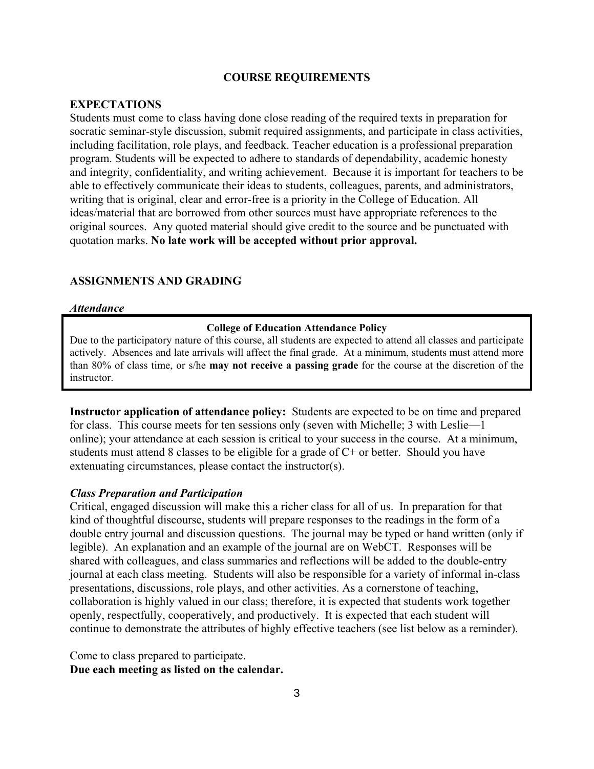## COURSE REQUIREMENTS

### EXPECTATIONS

Students must come to class having done close reading of the required texts in preparation for socratic seminar-style discussion, submit required assignments, and participate in class activities, including facilitation, role plays, and feedback. Teacher education is a professional preparation program. Students will be expected to adhere to standards of dependability, academic honesty and integrity, confidentiality, and writing achievement. Because it is important for teachers to be able to effectively communicate their ideas to students, colleagues, parents, and administrators, writing that is original, clear and error-free is a priority in the College of Education. All ideas/material that are borrowed from other sources must have appropriate references to the original sources. Any quoted material should give credit to the source and be punctuated with quotation marks. **No late work will be accepted without prior approval.**

### ASSIGNMENTS AND GRADING

***Attendance***

> **College of Education Attendance Policy**
>
> Due to the participatory nature of this course, all students are expected to attend all classes and participate actively. Absences and late arrivals will affect the final grade. At a minimum, students must attend more than 80% of class time, or s/he **may not receive a passing grade** for the course at the discretion of the instructor.

**Instructor application of attendance policy:** Students are expected to be on time and prepared for class. This course meets for ten sessions only (seven with Michelle; 3 with Leslie—1 online); your attendance at each session is critical to your success in the course. At a minimum, students must attend 8 classes to be eligible for a grade of C+ or better. Should you have extenuating circumstances, please contact the instructor(s).

***Class Preparation and Participation***

Critical, engaged discussion will make this a richer class for all of us. In preparation for that kind of thoughtful discourse, students will prepare responses to the readings in the form of a double entry journal and discussion questions. The journal may be typed or hand written (only if legible). An explanation and an example of the journal are on WebCT. Responses will be shared with colleagues, and class summaries and reflections will be added to the double-entry journal at each class meeting. Students will also be responsible for a variety of informal in-class presentations, discussions, role plays, and other activities. As a cornerstone of teaching, collaboration is highly valued in our class; therefore, it is expected that students work together openly, respectfully, cooperatively, and productively. It is expected that each student will continue to demonstrate the attributes of highly effective teachers (see list below as a reminder).

Come to class prepared to participate.
**Due each meeting as listed on the calendar.**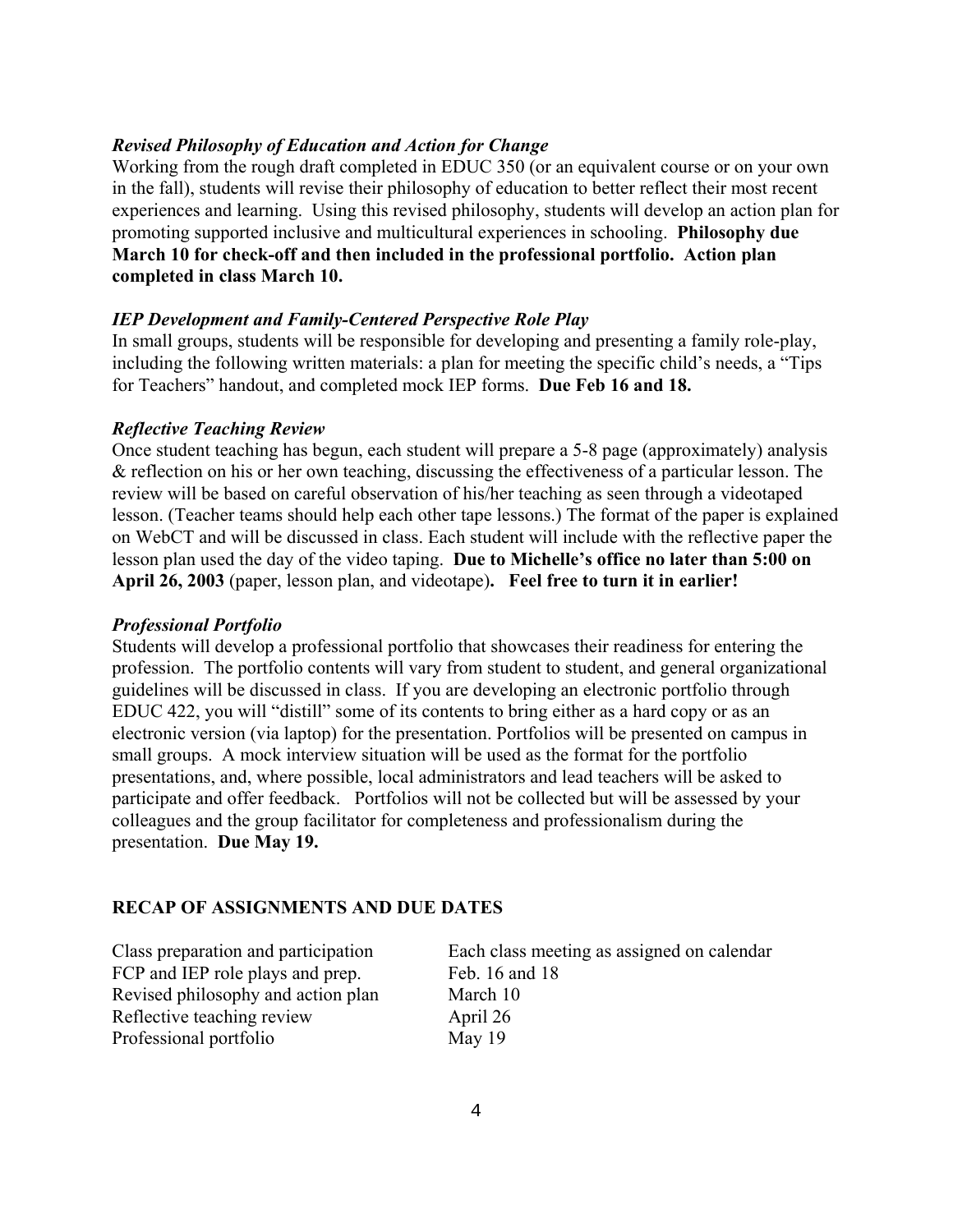### *Revised Philosophy of Education and Action for Change*

Working from the rough draft completed in EDUC 350 (or an equivalent course or on your own in the fall), students will revise their philosophy of education to better reflect their most recent experiences and learning. Using this revised philosophy, students will develop an action plan for promoting supported inclusive and multicultural experiences in schooling. **Philosophy due March 10 for check-off and then included in the professional portfolio. Action plan completed in class March 10.**

### *IEP Development and Family-Centered Perspective Role Play*

In small groups, students will be responsible for developing and presenting a family role-play, including the following written materials: a plan for meeting the specific child's needs, a "Tips for Teachers" handout, and completed mock IEP forms. **Due Feb 16 and 18.**

### *Reflective Teaching Review*

Once student teaching has begun, each student will prepare a 5-8 page (approximately) analysis & reflection on his or her own teaching, discussing the effectiveness of a particular lesson. The review will be based on careful observation of his/her teaching as seen through a videotaped lesson. (Teacher teams should help each other tape lessons.) The format of the paper is explained on WebCT and will be discussed in class. Each student will include with the reflective paper the lesson plan used the day of the video taping. **Due to Michelle's office no later than 5:00 on April 26, 2003** (paper, lesson plan, and videotape)**. Feel free to turn it in earlier!**

### *Professional Portfolio*

Students will develop a professional portfolio that showcases their readiness for entering the profession. The portfolio contents will vary from student to student, and general organizational guidelines will be discussed in class. If you are developing an electronic portfolio through EDUC 422, you will "distill" some of its contents to bring either as a hard copy or as an electronic version (via laptop) for the presentation. Portfolios will be presented on campus in small groups. A mock interview situation will be used as the format for the portfolio presentations, and, where possible, local administrators and lead teachers will be asked to participate and offer feedback. Portfolios will not be collected but will be assessed by your colleagues and the group facilitator for completeness and professionalism during the presentation. **Due May 19.**

## RECAP OF ASSIGNMENTS AND DUE DATES

| | |
|---|---|
| Class preparation and participation | Each class meeting as assigned on calendar |
| FCP and IEP role plays and prep. | Feb. 16 and 18 |
| Revised philosophy and action plan | March 10 |
| Reflective teaching review | April 26 |
| Professional portfolio | May 19 |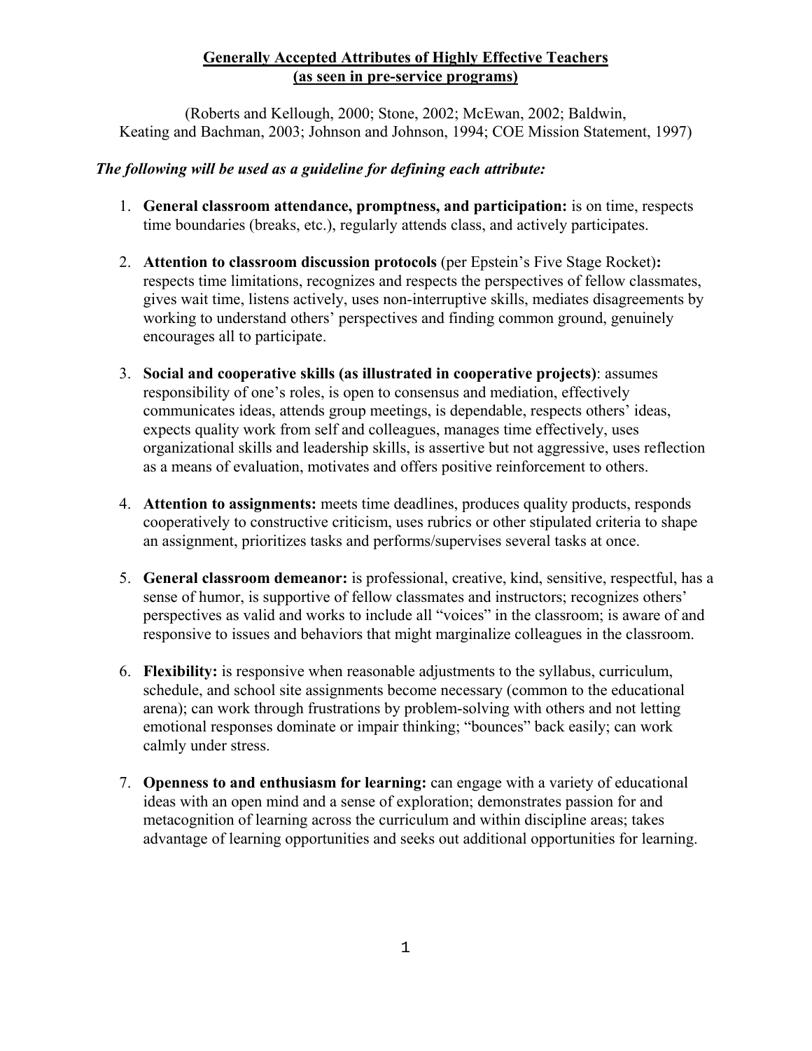## Generally Accepted Attributes of Highly Effective Teachers (as seen in pre-service programs)

(Roberts and Kellough, 2000; Stone, 2002; McEwan, 2002; Baldwin, Keating and Bachman, 2003; Johnson and Johnson, 1994; COE Mission Statement, 1997)

***The following will be used as a guideline for defining each attribute:***

1. **General classroom attendance, promptness, and participation:** is on time, respects time boundaries (breaks, etc.), regularly attends class, and actively participates.

2. **Attention to classroom discussion protocols** (per Epstein's Five Stage Rocket)**:** respects time limitations, recognizes and respects the perspectives of fellow classmates, gives wait time, listens actively, uses non-interruptive skills, mediates disagreements by working to understand others' perspectives and finding common ground, genuinely encourages all to participate.

3. **Social and cooperative skills (as illustrated in cooperative projects)**: assumes responsibility of one's roles, is open to consensus and mediation, effectively communicates ideas, attends group meetings, is dependable, respects others' ideas, expects quality work from self and colleagues, manages time effectively, uses organizational skills and leadership skills, is assertive but not aggressive, uses reflection as a means of evaluation, motivates and offers positive reinforcement to others.

4. **Attention to assignments:** meets time deadlines, produces quality products, responds cooperatively to constructive criticism, uses rubrics or other stipulated criteria to shape an assignment, prioritizes tasks and performs/supervises several tasks at once.

5. **General classroom demeanor:** is professional, creative, kind, sensitive, respectful, has a sense of humor, is supportive of fellow classmates and instructors; recognizes others' perspectives as valid and works to include all "voices" in the classroom; is aware of and responsive to issues and behaviors that might marginalize colleagues in the classroom.

6. **Flexibility:** is responsive when reasonable adjustments to the syllabus, curriculum, schedule, and school site assignments become necessary (common to the educational arena); can work through frustrations by problem-solving with others and not letting emotional responses dominate or impair thinking; "bounces" back easily; can work calmly under stress.

7. **Openness to and enthusiasm for learning:** can engage with a variety of educational ideas with an open mind and a sense of exploration; demonstrates passion for and metacognition of learning across the curriculum and within discipline areas; takes advantage of learning opportunities and seeks out additional opportunities for learning.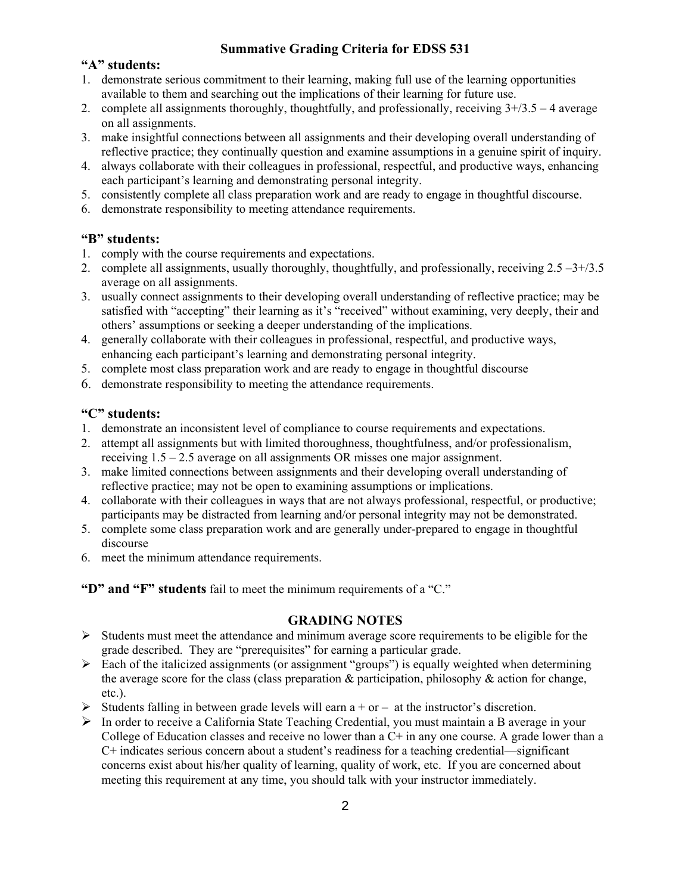# Summative Grading Criteria for EDSS 531

**"A" students:**

1. demonstrate serious commitment to their learning, making full use of the learning opportunities available to them and searching out the implications of their learning for future use.
2. complete all assignments thoroughly, thoughtfully, and professionally, receiving 3+/3.5 – 4 average on all assignments.
3. make insightful connections between all assignments and their developing overall understanding of reflective practice; they continually question and examine assumptions in a genuine spirit of inquiry.
4. always collaborate with their colleagues in professional, respectful, and productive ways, enhancing each participant's learning and demonstrating personal integrity.
5. consistently complete all class preparation work and are ready to engage in thoughtful discourse.
6. demonstrate responsibility to meeting attendance requirements.

**"B" students:**

1. comply with the course requirements and expectations.
2. complete all assignments, usually thoroughly, thoughtfully, and professionally, receiving 2.5 –3+/3.5 average on all assignments.
3. usually connect assignments to their developing overall understanding of reflective practice; may be satisfied with "accepting" their learning as it's "received" without examining, very deeply, their and others' assumptions or seeking a deeper understanding of the implications.
4. generally collaborate with their colleagues in professional, respectful, and productive ways, enhancing each participant's learning and demonstrating personal integrity.
5. complete most class preparation work and are ready to engage in thoughtful discourse
6. demonstrate responsibility to meeting the attendance requirements.

**"C" students:**

1. demonstrate an inconsistent level of compliance to course requirements and expectations.
2. attempt all assignments but with limited thoroughness, thoughtfulness, and/or professionalism, receiving 1.5 – 2.5 average on all assignments OR misses one major assignment.
3. make limited connections between assignments and their developing overall understanding of reflective practice; may not be open to examining assumptions or implications.
4. collaborate with their colleagues in ways that are not always professional, respectful, or productive; participants may be distracted from learning and/or personal integrity may not be demonstrated.
5. complete some class preparation work and are generally under-prepared to engage in thoughtful discourse
6. meet the minimum attendance requirements.

**"D" and "F" students** fail to meet the minimum requirements of a "C."

## GRADING NOTES

- Students must meet the attendance and minimum average score requirements to be eligible for the grade described. They are "prerequisites" for earning a particular grade.
- Each of the italicized assignments (or assignment "groups") is equally weighted when determining the average score for the class (class preparation & participation, philosophy & action for change, etc.).
- Students falling in between grade levels will earn a + or – at the instructor's discretion.
- In order to receive a California State Teaching Credential, you must maintain a B average in your College of Education classes and receive no lower than a C+ in any one course. A grade lower than a C+ indicates serious concern about a student's readiness for a teaching credential—significant concerns exist about his/her quality of learning, quality of work, etc. If you are concerned about meeting this requirement at any time, you should talk with your instructor immediately.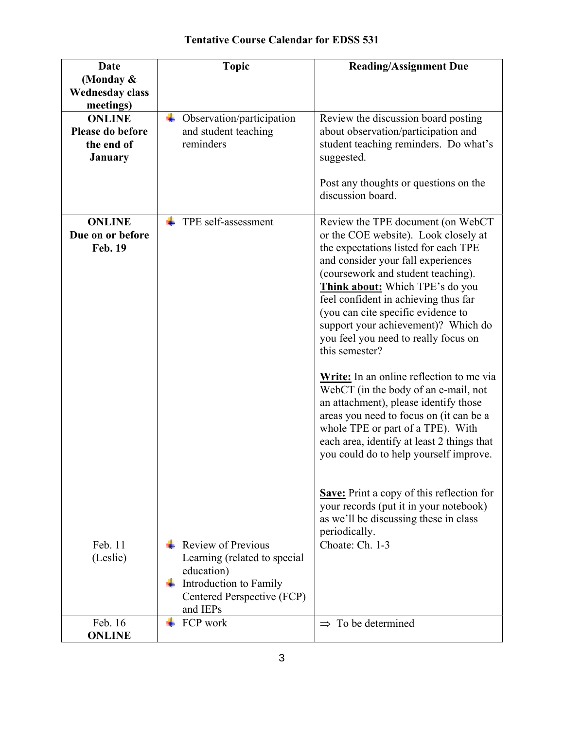# Tentative Course Calendar for EDSS 531

| Date (Monday & Wednesday class meetings) | Topic | Reading/Assignment Due |
|---|---|---|
| **ONLINE Please do before the end of January** | Observation/participation and student teaching reminders | Review the discussion board posting about observation/participation and student teaching reminders. Do what's suggested.<br><br>Post any thoughts or questions on the discussion board. |
| **ONLINE Due on or before Feb. 19** | TPE self-assessment | Review the TPE document (on WebCT or the COE website). Look closely at the expectations listed for each TPE and consider your fall experiences (coursework and student teaching). **Think about:** Which TPE's do you feel confident in achieving thus far (you can cite specific evidence to support your achievement)? Which do you feel you need to really focus on this semester?<br><br>**Write:** In an online reflection to me via WebCT (in the body of an e-mail, not an attachment), please identify those areas you need to focus on (it can be a whole TPE or part of a TPE). With each area, identify at least 2 things that you could do to help yourself improve.<br><br>**Save:** Print a copy of this reflection for your records (put it in your notebook) as we'll be discussing these in class periodically. |
| Feb. 11 (Leslie) | Review of Previous Learning (related to special education)<br>Introduction to Family Centered Perspective (FCP) and IEPs | Choate: Ch. 1-3 |
| Feb. 16 **ONLINE** | FCP work | ⇒ To be determined |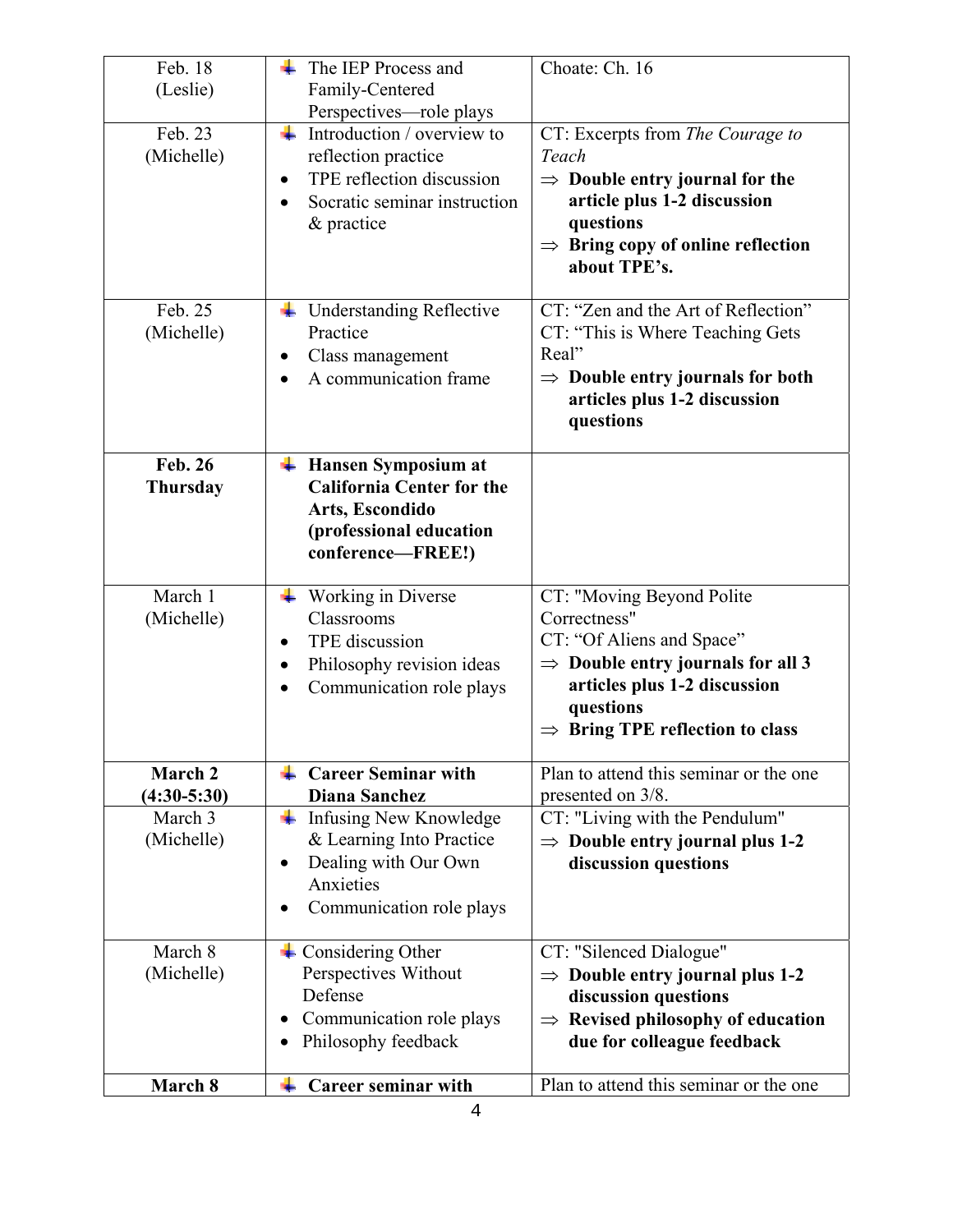| | | |
|---|---|---|
| Feb. 18 (Leslie) | The IEP Process and Family-Centered Perspectives—role plays | Choate: Ch. 16 |
| Feb. 23 (Michelle) | Introduction / overview to reflection practice<br>• TPE reflection discussion<br>• Socratic seminar instruction & practice | CT: Excerpts from *The Courage to Teach*<br>⇒ **Double entry journal for the article plus 1-2 discussion questions**<br>⇒ **Bring copy of online reflection about TPE's.** |
| Feb. 25 (Michelle) | Understanding Reflective Practice<br>• Class management<br>• A communication frame | CT: "Zen and the Art of Reflection"<br>CT: "This is Where Teaching Gets Real"<br>⇒ **Double entry journals for both articles plus 1-2 discussion questions** |
| **Feb. 26 Thursday** | **Hansen Symposium at California Center for the Arts, Escondido (professional education conference—FREE!)** | |
| March 1 (Michelle) | Working in Diverse Classrooms<br>• TPE discussion<br>• Philosophy revision ideas<br>• Communication role plays | CT: "Moving Beyond Polite Correctness"<br>CT: "Of Aliens and Space"<br>⇒ **Double entry journals for all 3 articles plus 1-2 discussion questions**<br>⇒ **Bring TPE reflection to class** |
| **March 2 (4:30-5:30)** | **Career Seminar with Diana Sanchez** | Plan to attend this seminar or the one presented on 3/8. |
| March 3 (Michelle) | Infusing New Knowledge & Learning Into Practice<br>• Dealing with Our Own Anxieties<br>• Communication role plays | CT: "Living with the Pendulum"<br>⇒ **Double entry journal plus 1-2 discussion questions** |
| March 8 (Michelle) | Considering Other Perspectives Without Defense<br>• Communication role plays<br>• Philosophy feedback | CT: "Silenced Dialogue"<br>⇒ **Double entry journal plus 1-2 discussion questions**<br>⇒ **Revised philosophy of education due for colleague feedback** |
| **March 8** | **Career seminar with** | Plan to attend this seminar or the one |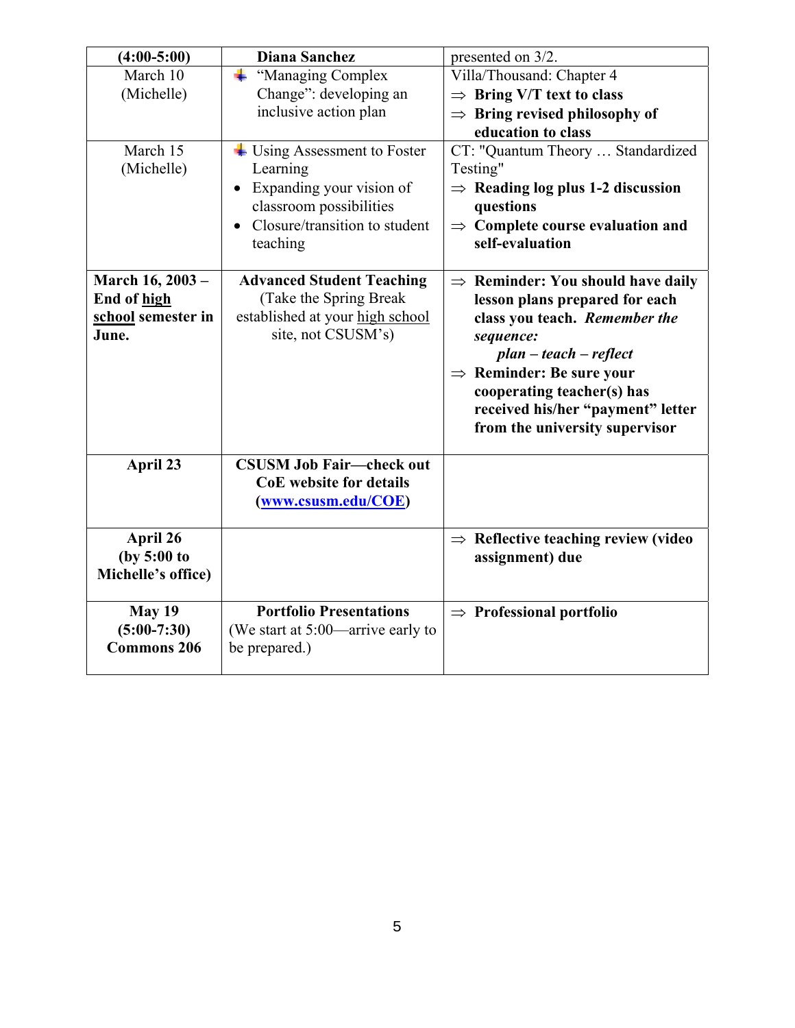| | | |
|---|---|---|
| **(4:00-5:00)** | **Diana Sanchez** | presented on 3/2. |
| March 10 (Michelle) | "Managing Complex Change": developing an inclusive action plan | Villa/Thousand: Chapter 4 ⇒ **Bring V/T text to class** ⇒ **Bring revised philosophy of education to class** |
| March 15 (Michelle) | Using Assessment to Foster Learning • Expanding your vision of classroom possibilities • Closure/transition to student teaching | CT: "Quantum Theory … Standardized Testing" ⇒ **Reading log plus 1-2 discussion questions** ⇒ **Complete course evaluation and self-evaluation** |
| **March 16, 2003 – End of high school semester in June.** | **Advanced Student Teaching** (Take the Spring Break established at your high school site, not CSUSM's) | ⇒ **Reminder: You should have daily lesson plans prepared for each class you teach.** ***Remember the sequence: plan – teach – reflect*** ⇒ **Reminder: Be sure your cooperating teacher(s) has received his/her "payment" letter from the university supervisor** |
| **April 23** | **CSUSM Job Fair—check out CoE website for details (www.csusm.edu/COE)** | |
| **April 26 (by 5:00 to Michelle's office)** | | ⇒ **Reflective teaching review (video assignment) due** |
| **May 19 (5:00-7:30) Commons 206** | **Portfolio Presentations** (We start at 5:00—arrive early to be prepared.) | ⇒ **Professional portfolio** |